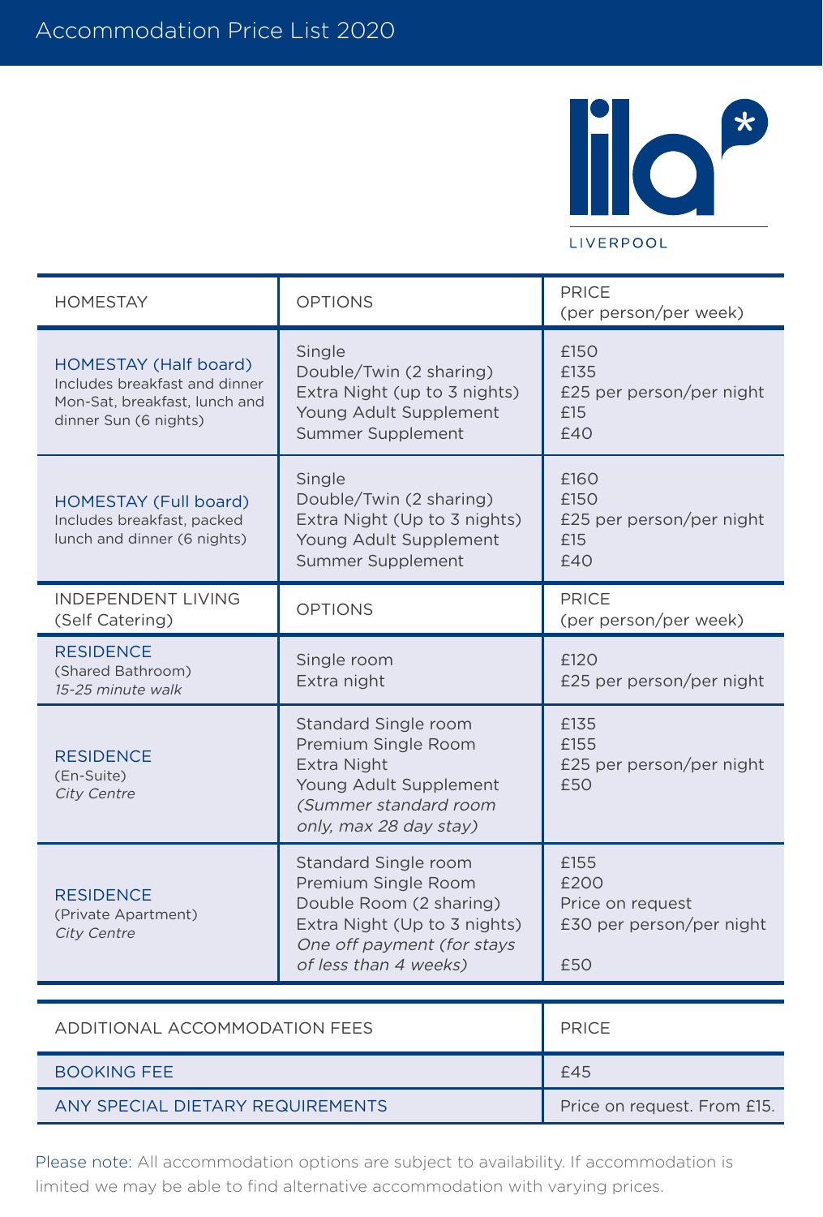# Accommodation Price List 2020

lila* LIVERPOOL

| HOMESTAY | OPTIONS | PRICE (per person/per week) |
|---|---|---|
| **HOMESTAY (Half board)** Includes breakfast and dinner Mon-Sat, breakfast, lunch and dinner Sun (6 nights) | Single<br>Double/Twin (2 sharing)<br>Extra Night (up to 3 nights)<br>Young Adult Supplement<br>Summer Supplement | £150<br>£135<br>£25 per person/per night<br>£15<br>£40 |
| **HOMESTAY (Full board)** Includes breakfast, packed lunch and dinner (6 nights) | Single<br>Double/Twin (2 sharing)<br>Extra Night (Up to 3 nights)<br>Young Adult Supplement<br>Summer Supplement | £160<br>£150<br>£25 per person/per night<br>£15<br>£40 |
| **INDEPENDENT LIVING (Self Catering)** | **OPTIONS** | **PRICE (per person/per week)** |
| **RESIDENCE** (Shared Bathroom) *15-25 minute walk* | Single room<br>Extra night | £120<br>£25 per person/per night |
| **RESIDENCE** (En-Suite) *City Centre* | Standard Single room<br>Premium Single Room<br>Extra Night<br>Young Adult Supplement<br>*(Summer standard room only, max 28 day stay)* | £135<br>£155<br>£25 per person/per night<br>£50 |
| **RESIDENCE** (Private Apartment) *City Centre* | Standard Single room<br>Premium Single Room<br>Double Room (2 sharing)<br>Extra Night (Up to 3 nights)<br>*One off payment (for stays of less than 4 weeks)* | £155<br>£200<br>Price on request<br>£30 per person/per night<br>£50 |

| ADDITIONAL ACCOMMODATION FEES | PRICE |
|---|---|
| BOOKING FEE | £45 |
| ANY SPECIAL DIETARY REQUIREMENTS | Price on request. From £15. |

Please note: All accommodation options are subject to availability. If accommodation is limited we may be able to find alternative accommodation with varying prices.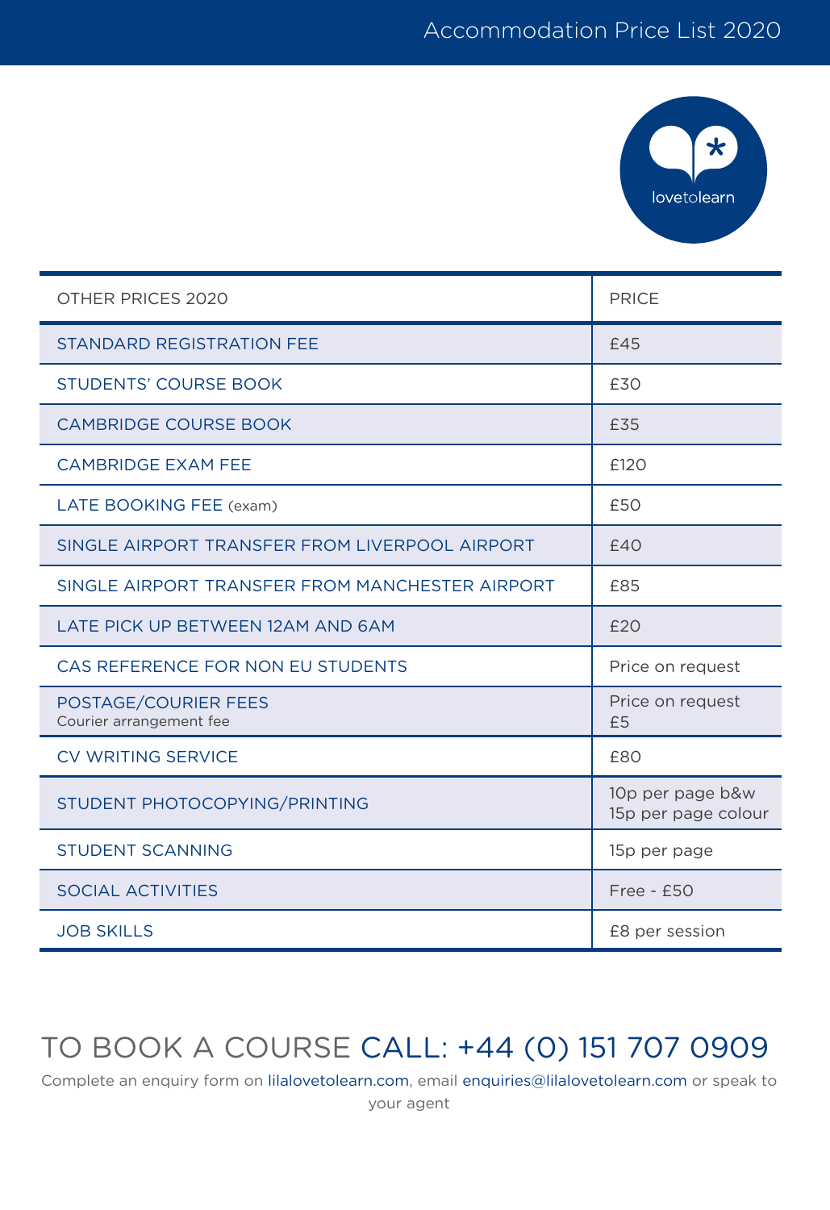# Accommodation Price List 2020

| OTHER PRICES 2020 | PRICE |
|---|---|
| STANDARD REGISTRATION FEE | £45 |
| STUDENTS' COURSE BOOK | £30 |
| CAMBRIDGE COURSE BOOK | £35 |
| CAMBRIDGE EXAM FEE | £120 |
| LATE BOOKING FEE (exam) | £50 |
| SINGLE AIRPORT TRANSFER FROM LIVERPOOL AIRPORT | £40 |
| SINGLE AIRPORT TRANSFER FROM MANCHESTER AIRPORT | £85 |
| LATE PICK UP BETWEEN 12AM AND 6AM | £20 |
| CAS REFERENCE FOR NON EU STUDENTS | Price on request |
| POSTAGE/COURIER FEES<br>Courier arrangement fee | Price on request<br>£5 |
| CV WRITING SERVICE | £80 |
| STUDENT PHOTOCOPYING/PRINTING | 10p per page b&w<br>15p per page colour |
| STUDENT SCANNING | 15p per page |
| SOCIAL ACTIVITIES | Free - £50 |
| JOB SKILLS | £8 per session |

## TO BOOK A COURSE CALL: +44 (0) 151 707 0909

Complete an enquiry form on lilalovetolearn.com, email enquiries@lilalovetolearn.com or speak to your agent